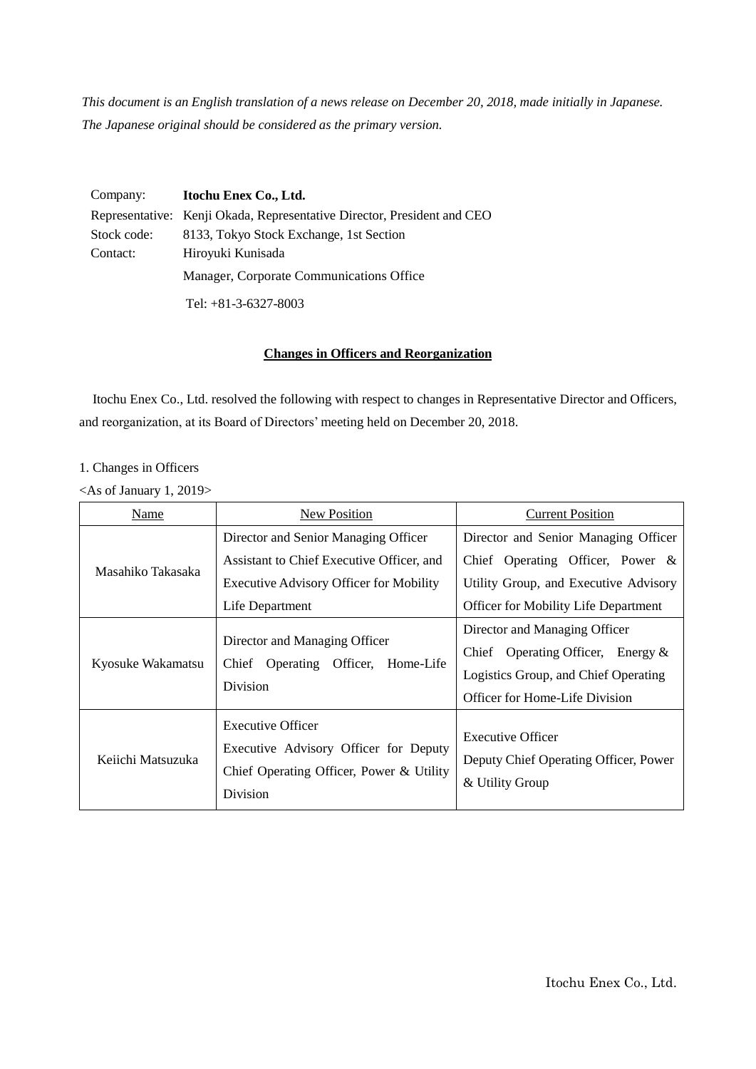*This document is an English translation of a news release on December 20, 2018, made initially in Japanese. The Japanese original should be considered as the primary version.*

Company: **Itochu Enex Co., Ltd.**
Representative: Kenji Okada, Representative Director, President and CEO
Stock code: 8133, Tokyo Stock Exchange, 1st Section
Contact: Hiroyuki Kunisada
Manager, Corporate Communications Office
Tel: +81-3-6327-8003

## Changes in Officers and Reorganization

Itochu Enex Co., Ltd. resolved the following with respect to changes in Representative Director and Officers, and reorganization, at its Board of Directors' meeting held on December 20, 2018.

1. Changes in Officers

<As of January 1, 2019>

| Name | New Position | Current Position |
|---|---|---|
| Masahiko Takasaka | Director and Senior Managing Officer<br>Assistant to Chief Executive Officer, and Executive Advisory Officer for Mobility Life Department | Director and Senior Managing Officer<br>Chief Operating Officer, Power & Utility Group, and Executive Advisory Officer for Mobility Life Department |
| Kyosuke Wakamatsu | Director and Managing Officer<br>Chief Operating Officer, Home-Life Division | Director and Managing Officer<br>Chief Operating Officer, Energy & Logistics Group, and Chief Operating Officer for Home-Life Division |
| Keiichi Matsuzuka | Executive Officer<br>Executive Advisory Officer for Deputy Chief Operating Officer, Power & Utility Division | Executive Officer<br>Deputy Chief Operating Officer, Power & Utility Group |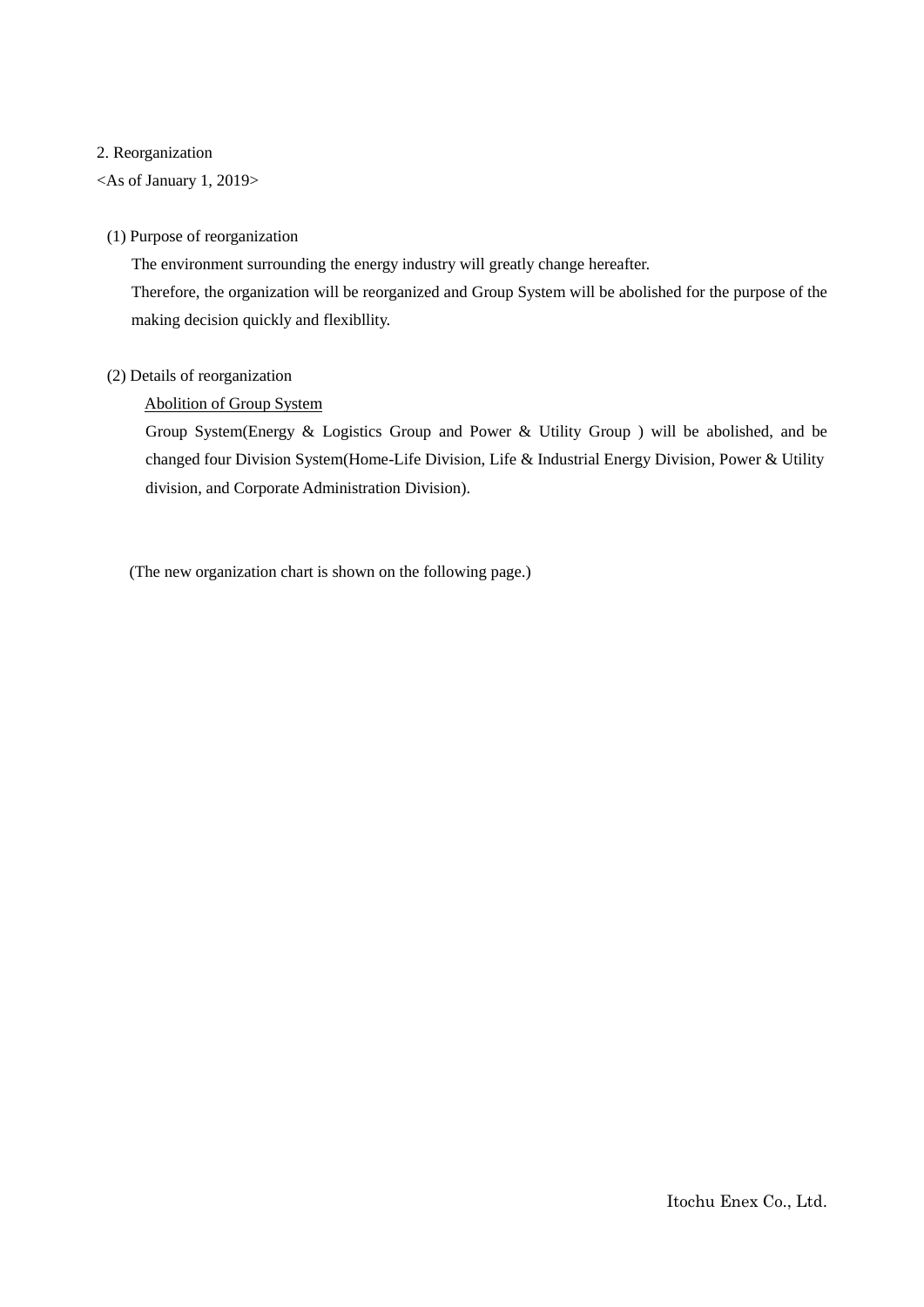## 2. Reorganization

<As of January 1, 2019>

### (1) Purpose of reorganization

The environment surrounding the energy industry will greatly change hereafter.
Therefore, the organization will be reorganized and Group System will be abolished for the purpose of the making decision quickly and flexibllity.

### (2) Details of reorganization

<u>Abolition of Group System</u>

Group System(Energy & Logistics Group and Power & Utility Group ) will be abolished, and be changed four Division System(Home-Life Division, Life & Industrial Energy Division, Power & Utility division, and Corporate Administration Division).

(The new organization chart is shown on the following page.)

Itochu Enex Co., Ltd.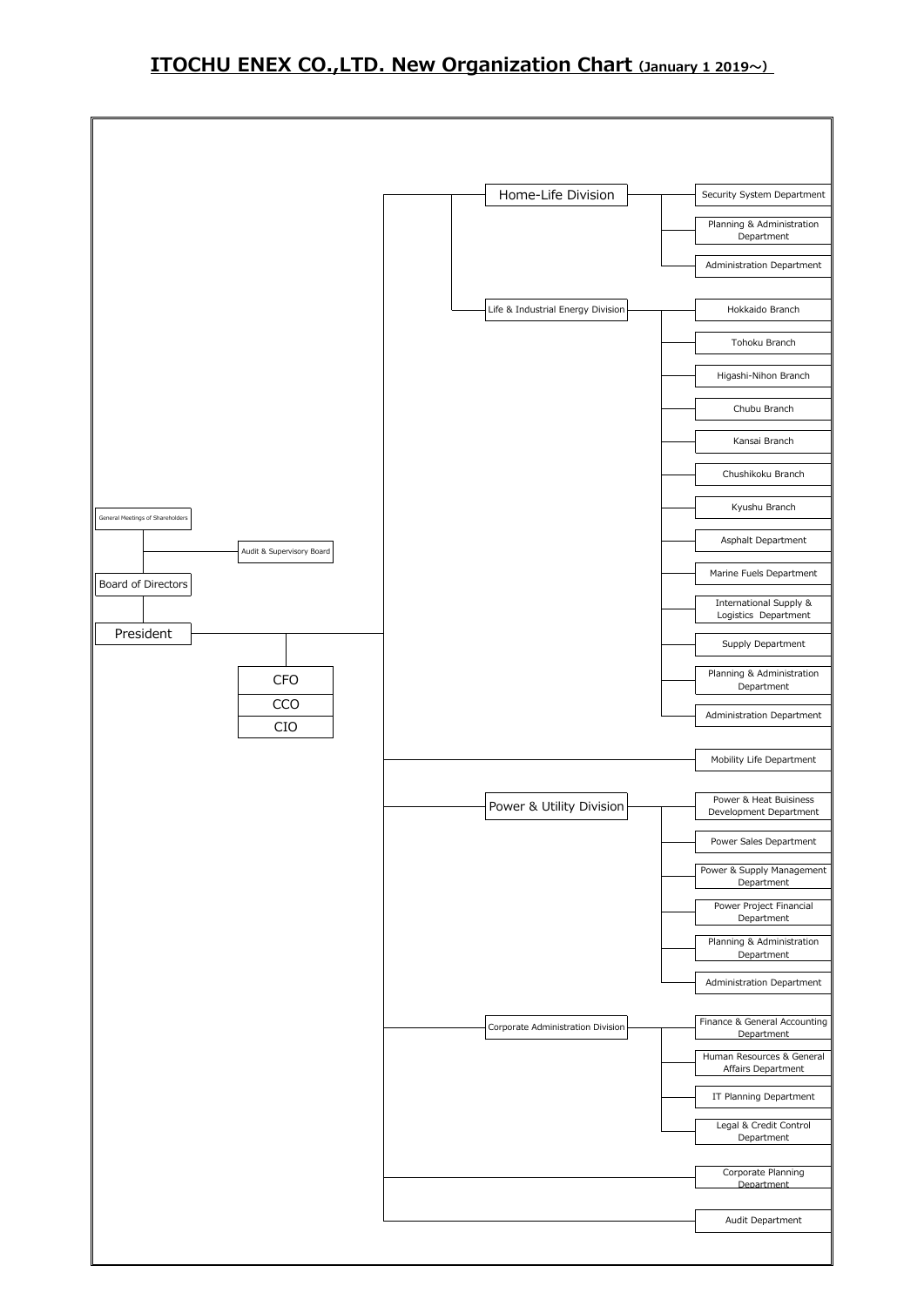# ITOCHU ENEX CO.,LTD. New Organization Chart (January 1 2019~)

General Meetings of Shareholders

Audit & Supervisory Board

Board of Directors

President

CFO

CCO

CIO

Home-Life Division

- Security System Department
- Planning & Administration Department
- Administration Department

Life & Industrial Energy Division

- Hokkaido Branch
- Tohoku Branch
- Higashi-Nihon Branch
- Chubu Branch
- Kansai Branch
- Chushikoku Branch
- Kyushu Branch
- Asphalt Department
- Marine Fuels Department
- International Supply & Logistics Department
- Supply Department
- Planning & Administration Department
- Administration Department

Mobility Life Department

Power & Utility Division

- Power & Heat Buisiness Development Department
- Power Sales Department
- Power & Supply Management Department
- Power Project Financial Department
- Planning & Administration Department
- Administration Department

Corporate Administration Division

- Finance & General Accounting Department
- Human Resources & General Affairs Department
- IT Planning Department
- Legal & Credit Control Department

Corporate Planning Department

Audit Department